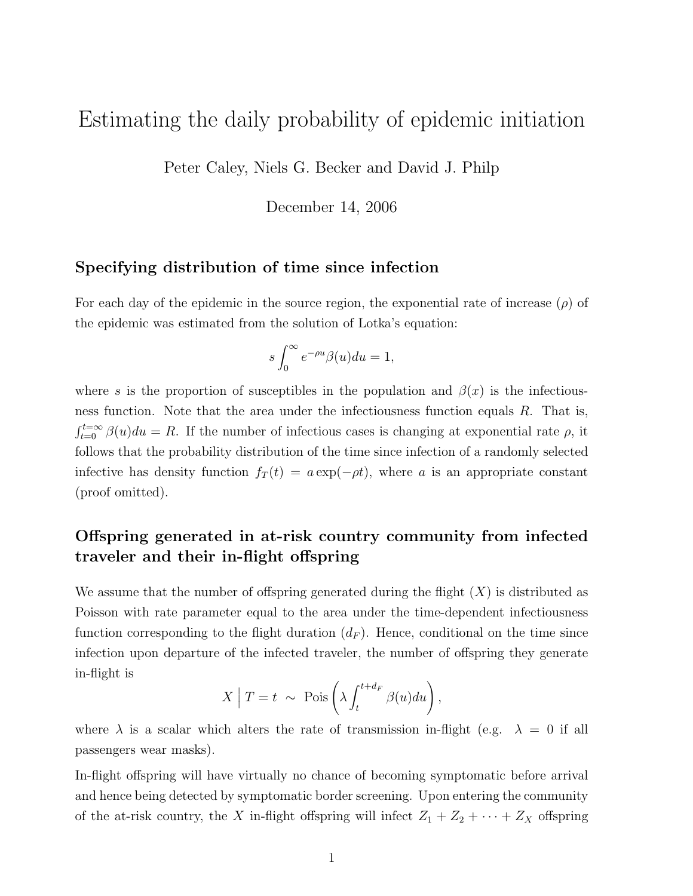# Estimating the daily probability of epidemic initiation

Peter Caley, Niels G. Becker and David J. Philp

December 14, 2006

## Specifying distribution of time since infection

For each day of the epidemic in the source region, the exponential rate of increase ($\rho$) of the epidemic was estimated from the solution of Lotka's equation:

$$s \int_0^\infty e^{-\rho u} \beta(u) du = 1,$$

where $s$ is the proportion of susceptibles in the population and $\beta(x)$ is the infectiousness function. Note that the area under the infectiousness function equals $R$. That is, $\int_{t=0}^{t=\infty} \beta(u)du = R$. If the number of infectious cases is changing at exponential rate $\rho$, it follows that the probability distribution of the time since infection of a randomly selected infective has density function $f_T(t) = a \exp(-\rho t)$, where $a$ is an appropriate constant (proof omitted).

## Offspring generated in at-risk country community from infected traveler and their in-flight offspring

We assume that the number of offspring generated during the flight ($X$) is distributed as Poisson with rate parameter equal to the area under the time-dependent infectiousness function corresponding to the flight duration ($d_F$). Hence, conditional on the time since infection upon departure of the infected traveler, the number of offspring they generate in-flight is

$$X \,\Big|\, T = t \;\sim\; \text{Pois}\left(\lambda \int_t^{t+d_F} \beta(u) du\right),$$

where $\lambda$ is a scalar which alters the rate of transmission in-flight (e.g. $\lambda = 0$ if all passengers wear masks).

In-flight offspring will have virtually no chance of becoming symptomatic before arrival and hence being detected by symptomatic border screening. Upon entering the community of the at-risk country, the $X$ in-flight offspring will infect $Z_1 + Z_2 + \cdots + Z_X$ offspring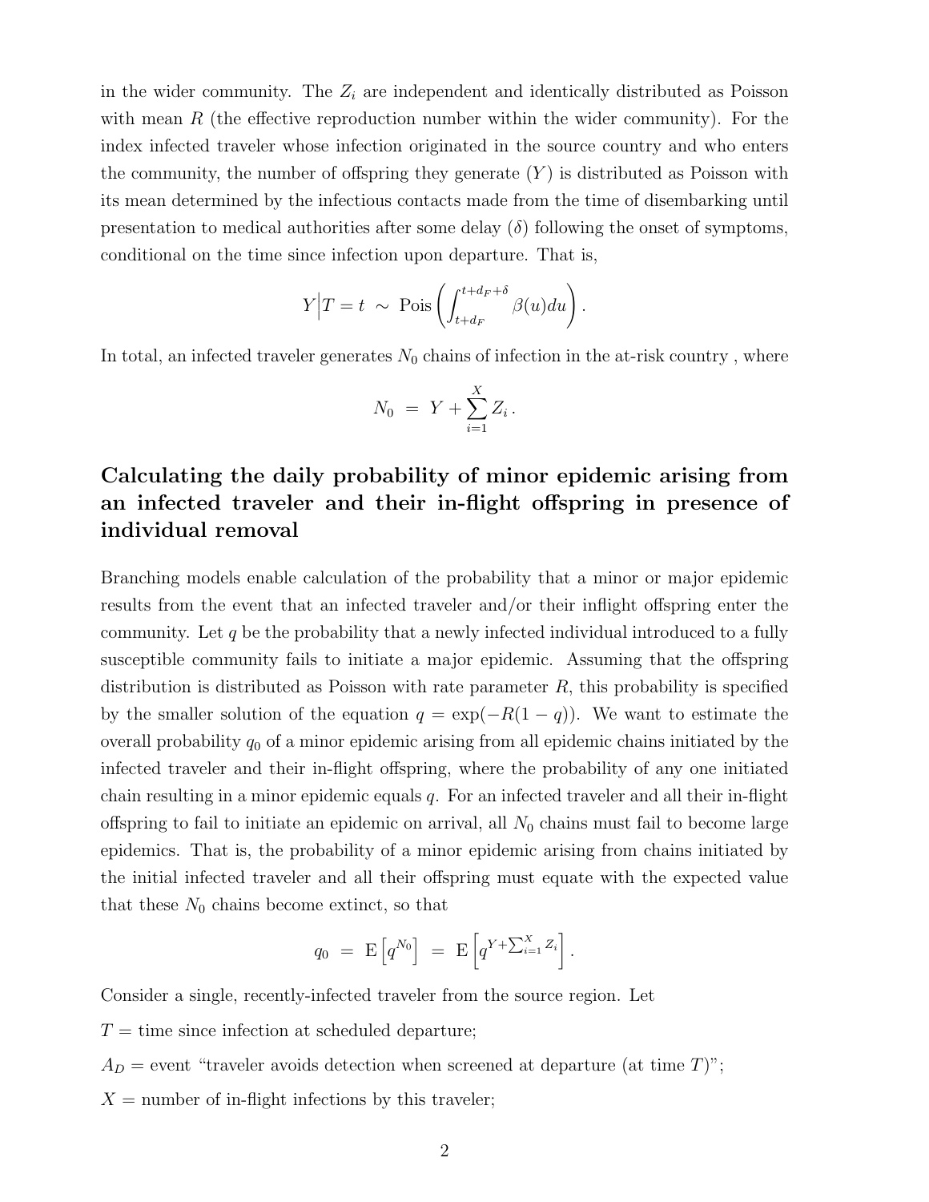in the wider community. The $Z_i$ are independent and identically distributed as Poisson with mean $R$ (the effective reproduction number within the wider community). For the index infected traveler whose infection originated in the source country and who enters the community, the number of offspring they generate ($Y$) is distributed as Poisson with its mean determined by the infectious contacts made from the time of disembarking until presentation to medical authorities after some delay ($\delta$) following the onset of symptoms, conditional on the time since infection upon departure. That is,

$$Y \Big| T = t \;\sim\; \text{Pois}\left(\int_{t+d_F}^{t+d_F+\delta} \beta(u)du\right).$$

In total, an infected traveler generates $N_0$ chains of infection in the at-risk country , where

$$N_0 \;=\; Y + \sum_{i=1}^{X} Z_i\,.$$

## Calculating the daily probability of minor epidemic arising from an infected traveler and their in-flight offspring in presence of individual removal

Branching models enable calculation of the probability that a minor or major epidemic results from the event that an infected traveler and/or their inflight offspring enter the community. Let $q$ be the probability that a newly infected individual introduced to a fully susceptible community fails to initiate a major epidemic. Assuming that the offspring distribution is distributed as Poisson with rate parameter $R$, this probability is specified by the smaller solution of the equation $q = \exp(-R(1-q))$. We want to estimate the overall probability $q_0$ of a minor epidemic arising from all epidemic chains initiated by the infected traveler and their in-flight offspring, where the probability of any one initiated chain resulting in a minor epidemic equals $q$. For an infected traveler and all their in-flight offspring to fail to initiate an epidemic on arrival, all $N_0$ chains must fail to become large epidemics. That is, the probability of a minor epidemic arising from chains initiated by the initial infected traveler and all their offspring must equate with the expected value that these $N_0$ chains become extinct, so that

$$q_0 \;=\; \text{E}\left[q^{N_0}\right] \;=\; \text{E}\left[q^{Y+\sum_{i=1}^{X} Z_i}\right].$$

Consider a single, recently-infected traveler from the source region. Let

$T$ = time since infection at scheduled departure;

$A_D$ = event "traveler avoids detection when screened at departure (at time $T$)";

$X$ = number of in-flight infections by this traveler;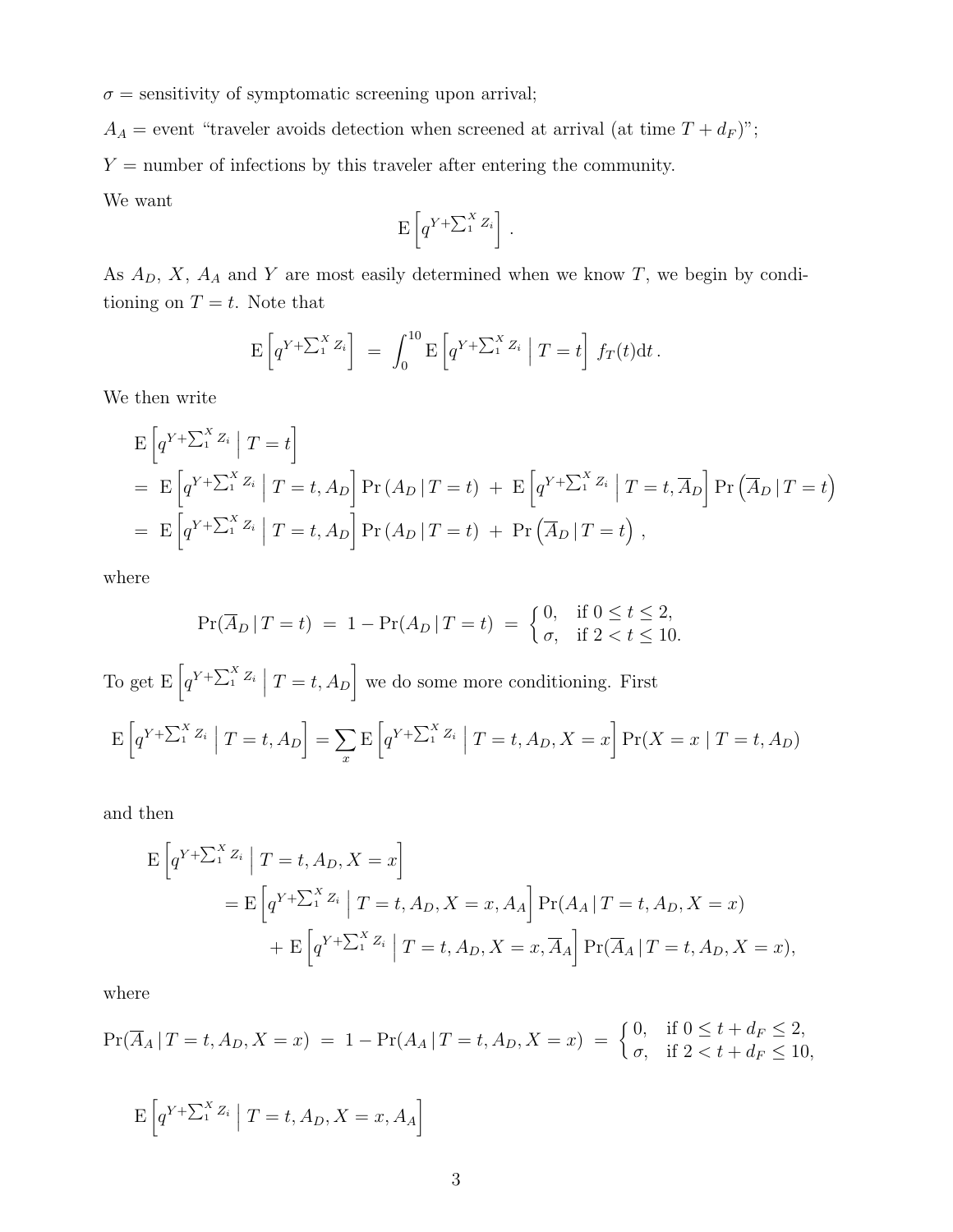$\sigma$ = sensitivity of symptomatic screening upon arrival;

$A_A$ = event "traveler avoids detection when screened at arrival (at time $T + d_F$)";

$Y$ = number of infections by this traveler after entering the community.

We want

$$\mathrm{E}\left[q^{Y+\sum_1^X Z_i}\right].$$

As $A_D$, $X$, $A_A$ and $Y$ are most easily determined when we know $T$, we begin by conditioning on $T = t$. Note that

$$\mathrm{E}\left[q^{Y+\sum_1^X Z_i}\right] \;=\; \int_0^{10} \mathrm{E}\left[q^{Y+\sum_1^X Z_i} \;\middle|\; T = t\right] f_T(t)\mathrm{d}t\,.$$

We then write

$$\begin{aligned}
&\mathrm{E}\left[q^{Y+\sum_1^X Z_i} \;\middle|\; T = t\right] \\
&= \mathrm{E}\left[q^{Y+\sum_1^X Z_i} \;\middle|\; T = t, A_D\right] \Pr\left(A_D \,|\, T = t\right) \;+\; \mathrm{E}\left[q^{Y+\sum_1^X Z_i} \;\middle|\; T = t, \overline{A}_D\right] \Pr\left(\overline{A}_D \,|\, T = t\right) \\
&= \mathrm{E}\left[q^{Y+\sum_1^X Z_i} \;\middle|\; T = t, A_D\right] \Pr\left(A_D \,|\, T = t\right) \;+\; \Pr\left(\overline{A}_D \,|\, T = t\right)\,,
\end{aligned}$$

where

$$\Pr(\overline{A}_D \,|\, T = t) \;=\; 1 - \Pr(A_D \,|\, T = t) \;=\; \begin{cases} 0, & \text{if } 0 \le t \le 2, \\ \sigma, & \text{if } 2 < t \le 10. \end{cases}$$

To get $\mathrm{E}\left[q^{Y+\sum_1^X Z_i} \;\middle|\; T = t, A_D\right]$ we do some more conditioning. First

$$\mathrm{E}\left[q^{Y+\sum_1^X Z_i} \;\middle|\; T = t, A_D\right] = \sum_x \mathrm{E}\left[q^{Y+\sum_1^X Z_i} \;\middle|\; T = t, A_D, X = x\right] \Pr(X = x \mid T = t, A_D)$$

and then

$$\begin{aligned}
\mathrm{E}&\left[q^{Y+\sum_1^X Z_i} \;\middle|\; T = t, A_D, X = x\right] \\
&= \mathrm{E}\left[q^{Y+\sum_1^X Z_i} \;\middle|\; T = t, A_D, X = x, A_A\right] \Pr(A_A \,|\, T = t, A_D, X = x) \\
&\quad + \mathrm{E}\left[q^{Y+\sum_1^X Z_i} \;\middle|\; T = t, A_D, X = x, \overline{A}_A\right] \Pr(\overline{A}_A \,|\, T = t, A_D, X = x),
\end{aligned}$$

where

$$\Pr(\overline{A}_A \,|\, T = t, A_D, X = x) \;=\; 1 - \Pr(A_A \,|\, T = t, A_D, X = x) \;=\; \begin{cases} 0, & \text{if } 0 \le t + d_F \le 2, \\ \sigma, & \text{if } 2 < t + d_F \le 10, \end{cases}$$

$$\mathrm{E}\left[q^{Y+\sum_1^X Z_i} \;\middle|\; T = t, A_D, X = x, A_A\right]$$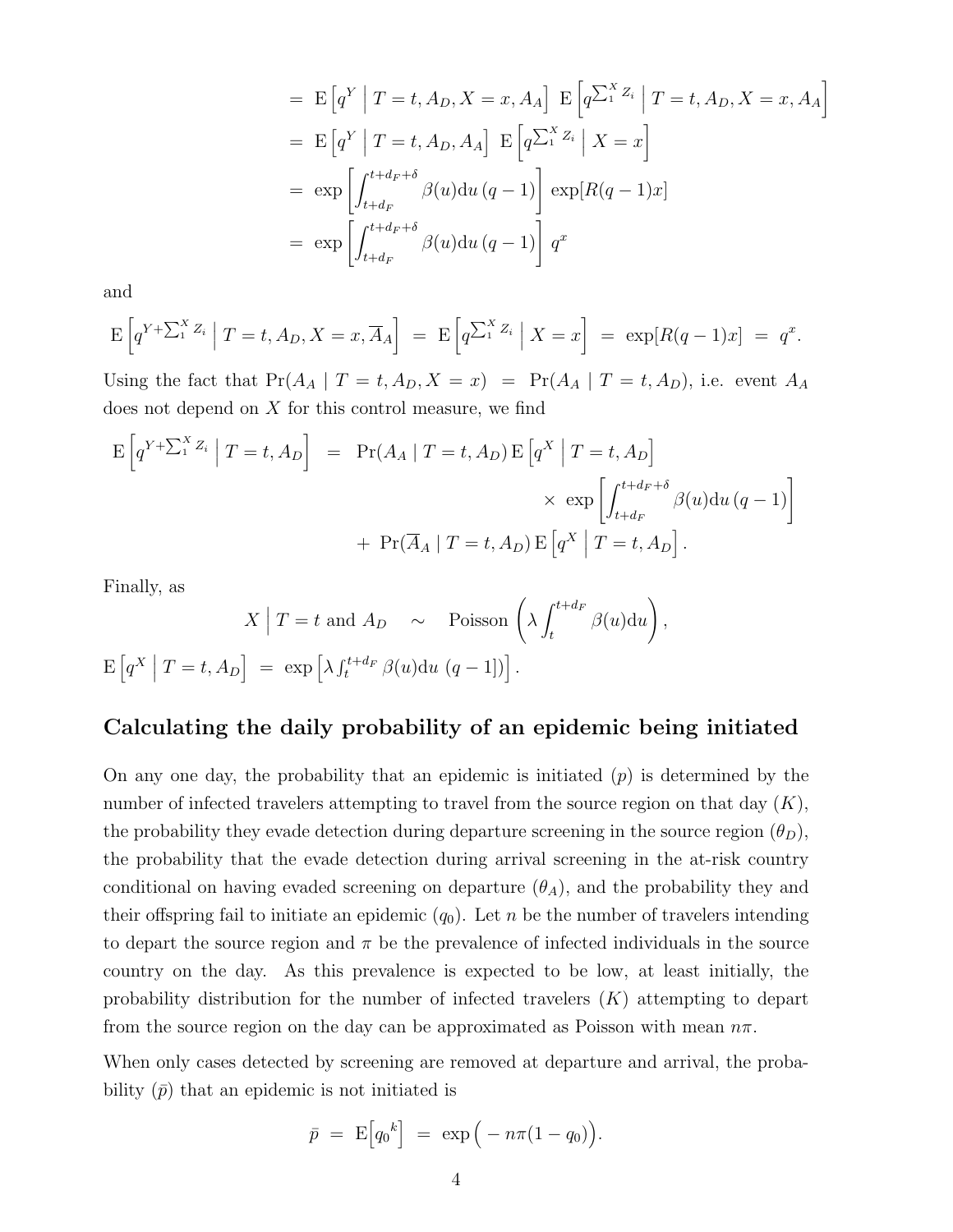$$
\begin{aligned}
&= \mathrm{E}\left[q^{Y} \;\middle|\; T=t, A_D, X=x, A_A\right] \; \mathrm{E}\left[q^{\sum_1^X Z_i} \;\middle|\; T=t, A_D, X=x, A_A\right] \\
&= \mathrm{E}\left[q^{Y} \;\middle|\; T=t, A_D, A_A\right] \; \mathrm{E}\left[q^{\sum_1^X Z_i} \;\middle|\; X=x\right] \\
&= \exp\left[\int_{t+d_F}^{t+d_F+\delta} \beta(u)\mathrm{d}u \,(q-1)\right] \; \exp[R(q-1)x] \\
&= \exp\left[\int_{t+d_F}^{t+d_F+\delta} \beta(u)\mathrm{d}u \,(q-1)\right] \; q^{x}
\end{aligned}
$$

and

$$
\mathrm{E}\left[q^{Y+\sum_1^X Z_i} \;\middle|\; T=t, A_D, X=x, \overline{A}_A\right] \;=\; \mathrm{E}\left[q^{\sum_1^X Z_i} \;\middle|\; X=x\right] \;=\; \exp[R(q-1)x] \;=\; q^{x}.
$$

Using the fact that $\Pr(A_A \mid T=t, A_D, X=x) \;=\; \Pr(A_A \mid T=t, A_D)$, i.e. event $A_A$ does not depend on $X$ for this control measure, we find

$$
\begin{aligned}
\mathrm{E}\left[q^{Y+\sum_1^X Z_i} \;\middle|\; T=t, A_D\right] \;=\;& \Pr(A_A \mid T=t, A_D)\, \mathrm{E}\left[q^{X} \;\middle|\; T=t, A_D\right] \\
&\times \exp\left[\int_{t+d_F}^{t+d_F+\delta} \beta(u)\mathrm{d}u \,(q-1)\right] \\
&+ \Pr(\overline{A}_A \mid T=t, A_D)\, \mathrm{E}\left[q^{X} \;\middle|\; T=t, A_D\right].
\end{aligned}
$$

Finally, as

$$
X \;\middle|\; T=t \text{ and } A_D \quad\sim\quad \text{Poisson}\left(\lambda \int_{t}^{t+d_F} \beta(u)\mathrm{d}u\right),
$$

$\mathrm{E}\left[q^{X} \;\middle|\; T=t, A_D\right] \;=\; \exp\left[\lambda \int_t^{t+d_F} \beta(u)\mathrm{d}u \;(q-1])\right].$

## Calculating the daily probability of an epidemic being initiated

On any one day, the probability that an epidemic is initiated ($p$) is determined by the number of infected travelers attempting to travel from the source region on that day ($K$), the probability they evade detection during departure screening in the source region ($\theta_D$), the probability that the evade detection during arrival screening in the at-risk country conditional on having evaded screening on departure ($\theta_A$), and the probability they and their offspring fail to initiate an epidemic ($q_0$). Let $n$ be the number of travelers intending to depart the source region and $\pi$ be the prevalence of infected individuals in the source country on the day. As this prevalence is expected to be low, at least initially, the probability distribution for the number of infected travelers ($K$) attempting to depart from the source region on the day can be approximated as Poisson with mean $n\pi$.

When only cases detected by screening are removed at departure and arrival, the probability ($\bar{p}$) that an epidemic is not initiated is

$$
\bar{p} \;=\; \mathrm{E}\left[{q_0}^{k}\right] \;=\; \exp\left(-n\pi(1-q_0)\right).
$$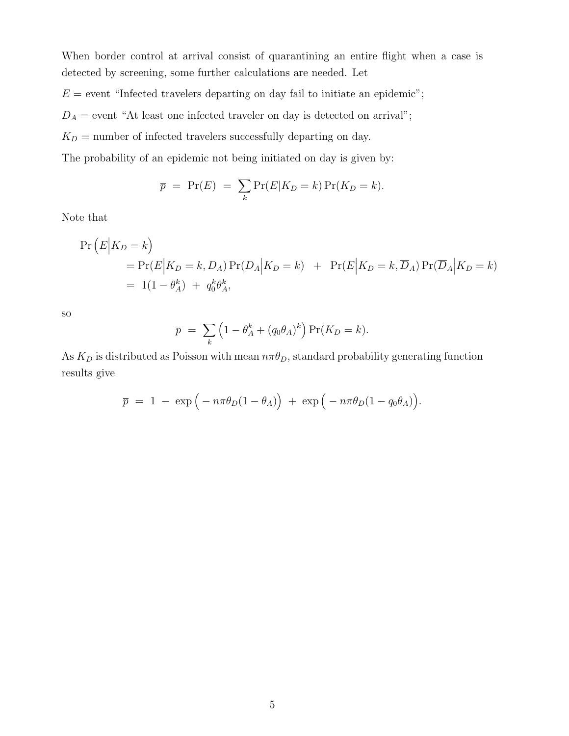When border control at arrival consist of quarantining an entire flight when a case is detected by screening, some further calculations are needed. Let

$E$ = event "Infected travelers departing on day fail to initiate an epidemic";

$D_A$ = event "At least one infected traveler on day is detected on arrival";

$K_D$ = number of infected travelers successfully departing on day.

The probability of an epidemic not being initiated on day is given by:

$$\overline{p} \;=\; \Pr(E) \;=\; \sum_k \Pr(E|K_D = k)\Pr(K_D = k).$$

Note that

$$\begin{aligned}
&\Pr\left(E\middle|K_D = k\right) \\
&\qquad = \Pr(E\middle|K_D = k, D_A)\Pr(D_A\middle|K_D = k) \;\;+\;\; \Pr(E\middle|K_D = k, \overline{D}_A)\Pr(\overline{D}_A\middle|K_D = k) \\
&\qquad = \;1(1-\theta_A^k) \;+\; q_0^k\theta_A^k,
\end{aligned}$$

so

$$\overline{p} \;=\; \sum_k \left(1 - \theta_A^k + (q_0\theta_A)^k\right)\Pr(K_D = k).$$

As $K_D$ is distributed as Poisson with mean $n\pi\theta_D$, standard probability generating function results give

$$\overline{p} \;=\; 1 \;-\; \exp\Big(-n\pi\theta_D(1-\theta_A)\Big) \;+\; \exp\Big(-n\pi\theta_D(1-q_0\theta_A)\Big).$$